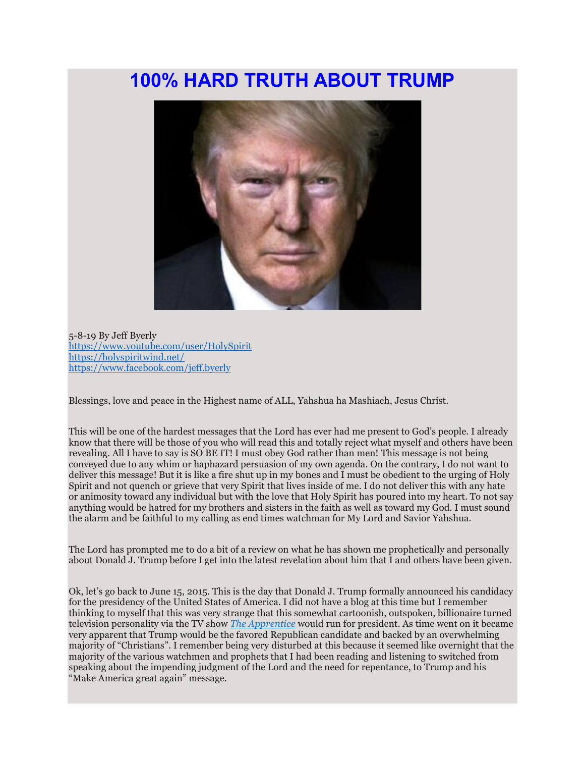# 100% HARD TRUTH ABOUT TRUMP

5-8-19 By Jeff Byerly
https://www.youtube.com/user/HolySpirit
https://holyspiritwind.net/
https://www.facebook.com/jeff.byerly

Blessings, love and peace in the Highest name of ALL, Yahshua ha Mashiach, Jesus Christ.

This will be one of the hardest messages that the Lord has ever had me present to God's people. I already know that there will be those of you who will read this and totally reject what myself and others have been revealing. All I have to say is SO BE IT! I must obey God rather than men! This message is not being conveyed due to any whim or haphazard persuasion of my own agenda. On the contrary, I do not want to deliver this message! But it is like a fire shut up in my bones and I must be obedient to the urging of Holy Spirit and not quench or grieve that very Spirit that lives inside of me. I do not deliver this with any hate or animosity toward any individual but with the love that Holy Spirit has poured into my heart. To not say anything would be hatred for my brothers and sisters in the faith as well as toward my God. I must sound the alarm and be faithful to my calling as end times watchman for My Lord and Savior Yahshua.

The Lord has prompted me to do a bit of a review on what he has shown me prophetically and personally about Donald J. Trump before I get into the latest revelation about him that I and others have been given.

Ok, let's go back to June 15, 2015. This is the day that Donald J. Trump formally announced his candidacy for the presidency of the United States of America. I did not have a blog at this time but I remember thinking to myself that this was very strange that this somewhat cartoonish, outspoken, billionaire turned television personality via the TV show *The Apprentice* would run for president. As time went on it became very apparent that Trump would be the favored Republican candidate and backed by an overwhelming majority of "Christians". I remember being very disturbed at this because it seemed like overnight that the majority of the various watchmen and prophets that I had been reading and listening to switched from speaking about the impending judgment of the Lord and the need for repentance, to Trump and his "Make America great again" message.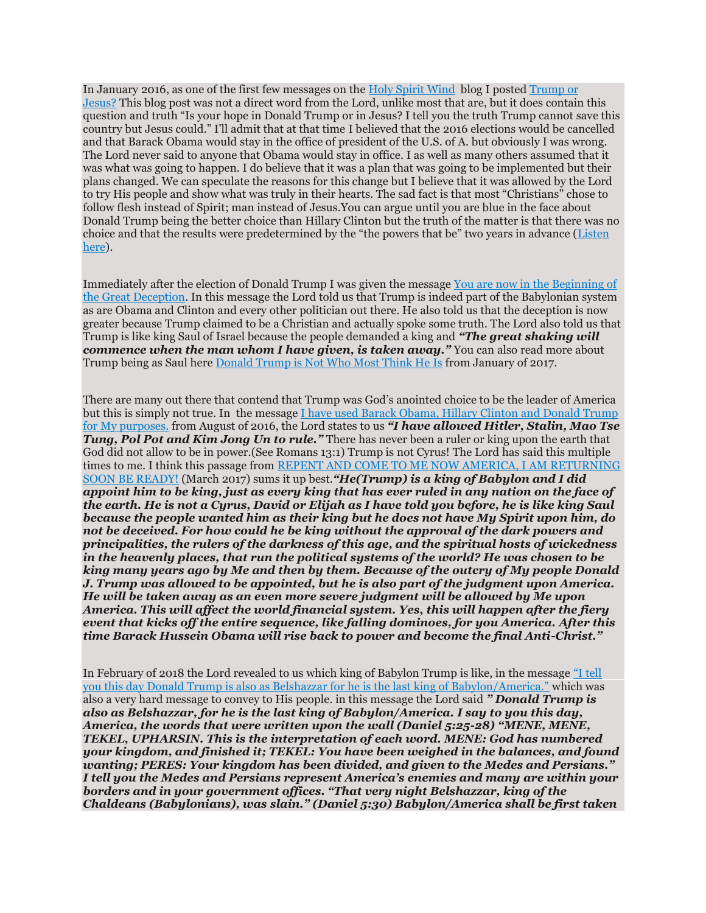In January 2016, as one of the first few messages on the Holy Spirit Wind blog I posted Trump or Jesus? This blog post was not a direct word from the Lord, unlike most that are, but it does contain this question and truth "Is your hope in Donald Trump or in Jesus? I tell you the truth Trump cannot save this country but Jesus could." I'll admit that at that time I believed that the 2016 elections would be cancelled and that Barack Obama would stay in the office of president of the U.S. of A. but obviously I was wrong. The Lord never said to anyone that Obama would stay in office. I as well as many others assumed that it was what was going to happen. I do believe that it was a plan that was going to be implemented but their plans changed. We can speculate the reasons for this change but I believe that it was allowed by the Lord to try His people and show what was truly in their hearts. The sad fact is that most "Christians" chose to follow flesh instead of Spirit; man instead of Jesus.You can argue until you are blue in the face about Donald Trump being the better choice than Hillary Clinton but the truth of the matter is that there was no choice and that the results were predetermined by the "the powers that be" two years in advance (Listen here).

Immediately after the election of Donald Trump I was given the message You are now in the Beginning of the Great Deception. In this message the Lord told us that Trump is indeed part of the Babylonian system as are Obama and Clinton and every other politician out there. He also told us that the deception is now greater because Trump claimed to be a Christian and actually spoke some truth. The Lord also told us that Trump is like king Saul of Israel because the people demanded a king and ***"The great shaking will commence when the man whom I have given, is taken away."*** You can also read more about Trump being as Saul here Donald Trump is Not Who Most Think He Is from January of 2017.

There are many out there that contend that Trump was God's anointed choice to be the leader of America but this is simply not true. In the message I have used Barack Obama, Hillary Clinton and Donald Trump for My purposes. from August of 2016, the Lord states to us ***"I have allowed Hitler, Stalin, Mao Tse Tung, Pol Pot and Kim Jong Un to rule."*** There has never been a ruler or king upon the earth that God did not allow to be in power.(See Romans 13:1) Trump is not Cyrus! The Lord has said this multiple times to me. I think this passage from REPENT AND COME TO ME NOW AMERICA, I AM RETURNING SOON BE READY! (March 2017) sums it up best.***"He(Trump) is a king of Babylon and I did appoint him to be king, just as every king that has ever ruled in any nation on the face of the earth. He is not a Cyrus, David or Elijah as I have told you before, he is like king Saul because the people wanted him as their king but he does not have My Spirit upon him, do not be deceived. For how could he be king without the approval of the dark powers and principalities, the rulers of the darkness of this age, and the spiritual hosts of wickedness in the heavenly places, that run the political systems of the world? He was chosen to be king many years ago by Me and then by them. Because of the outcry of My people Donald J. Trump was allowed to be appointed, but he is also part of the judgment upon America. He will be taken away as an even more severe judgment will be allowed by Me upon America. This will affect the world financial system. Yes, this will happen after the fiery event that kicks off the entire sequence, like falling dominoes, for you America. After this time Barack Hussein Obama will rise back to power and become the final Anti-Christ."***

In February of 2018 the Lord revealed to us which king of Babylon Trump is like, in the message "I tell you this day Donald Trump is also as Belshazzar for he is the last king of Babylon/America." which was also a very hard message to convey to His people. in this message the Lord said ***" Donald Trump is also as Belshazzar, for he is the last king of Babylon/America. I say to you this day, America, the words that were written upon the wall (Daniel 5:25-28) "MENE, MENE, TEKEL, UPHARSIN. This is the interpretation of each word. MENE: God has numbered your kingdom, and finished it; TEKEL: You have been weighed in the balances, and found wanting; PERES: Your kingdom has been divided, and given to the Medes and Persians." I tell you the Medes and Persians represent America's enemies and many are within your borders and in your government offices. "That very night Belshazzar, king of the Chaldeans (Babylonians), was slain." (Daniel 5:30) Babylon/America shall be first taken***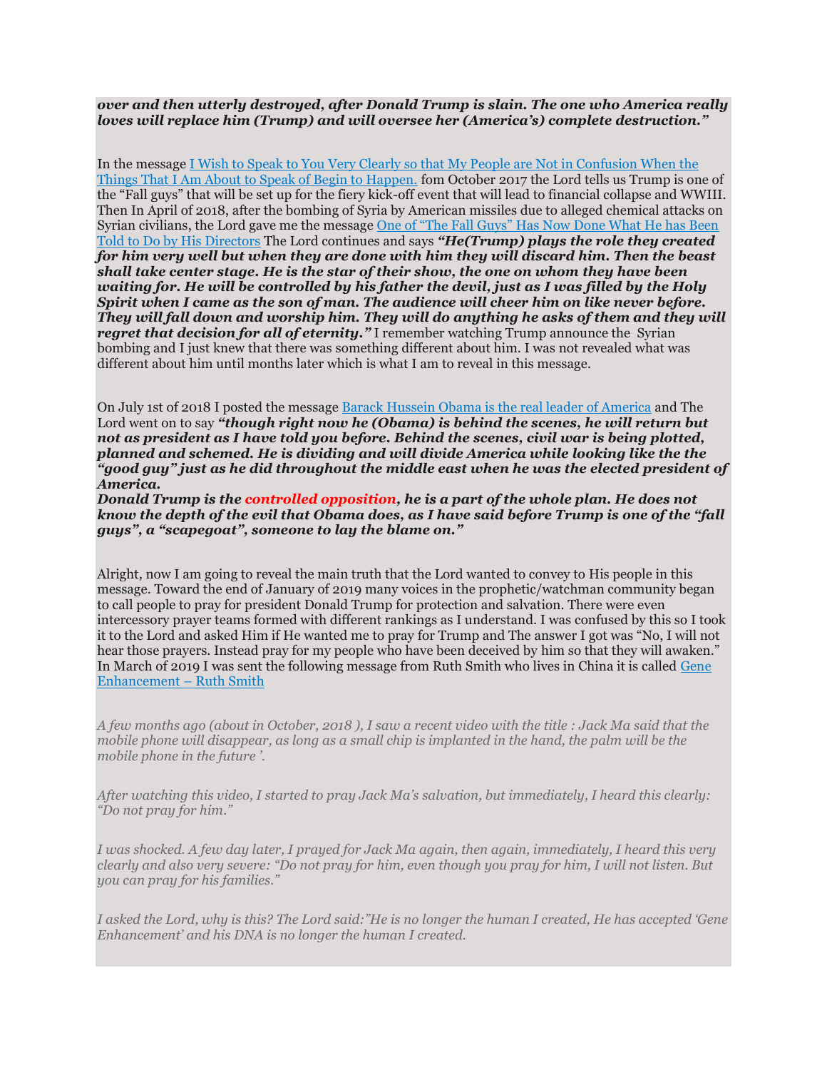***over and then utterly destroyed, after Donald Trump is slain. The one who America really loves will replace him (Trump) and will oversee her (America's) complete destruction."***

In the message [I Wish to Speak to You Very Clearly so that My People are Not in Confusion When the Things That I Am About to Speak of Begin to Happen.]() fom October 2017 the Lord tells us Trump is one of the "Fall guys" that will be set up for the fiery kick-off event that will lead to financial collapse and WWIII. Then In April of 2018, after the bombing of Syria by American missiles due to alleged chemical attacks on Syrian civilians, the Lord gave me the message [One of "The Fall Guys" Has Now Done What He has Been Told to Do by His Directors]() The Lord continues and says ***"He(Trump) plays the role they created for him very well but when they are done with him they will discard him. Then the beast shall take center stage. He is the star of their show, the one on whom they have been waiting for. He will be controlled by his father the devil, just as I was filled by the Holy Spirit when I came as the son of man. The audience will cheer him on like never before. They will fall down and worship him. They will do anything he asks of them and they will regret that decision for all of eternity."*** I remember watching Trump announce the Syrian bombing and I just knew that there was something different about him. I was not revealed what was different about him until months later which is what I am to reveal in this message.

On July 1st of 2018 I posted the message [Barack Hussein Obama is the real leader of America]() and The Lord went on to say ***"though right now he (Obama) is behind the scenes, he will return but not as president as I have told you before. Behind the scenes, civil war is being plotted, planned and schemed. He is dividing and will divide America while looking like the the "good guy" just as he did throughout the middle east when he was the elected president of America.***
***Donald Trump is the controlled opposition, he is a part of the whole plan. He does not know the depth of the evil that Obama does, as I have said before Trump is one of the "fall guys", a "scapegoat", someone to lay the blame on."***

Alright, now I am going to reveal the main truth that the Lord wanted to convey to His people in this message. Toward the end of January of 2019 many voices in the prophetic/watchman community began to call people to pray for president Donald Trump for protection and salvation. There were even intercessory prayer teams formed with different rankings as I understand. I was confused by this so I took it to the Lord and asked Him if He wanted me to pray for Trump and The answer I got was "No, I will not hear those prayers. Instead pray for my people who have been deceived by him so that they will awaken." In March of 2019 I was sent the following message from Ruth Smith who lives in China it is called [Gene Enhancement – Ruth Smith]()

*A few months ago (about in October, 2018 ), I saw a recent video with the title : Jack Ma said that the mobile phone will disappear, as long as a small chip is implanted in the hand, the palm will be the mobile phone in the future '.*

*After watching this video, I started to pray Jack Ma's salvation, but immediately, I heard this clearly: "Do not pray for him."*

*I was shocked. A few day later, I prayed for Jack Ma again, then again, immediately, I heard this very clearly and also very severe: "Do not pray for him, even though you pray for him, I will not listen. But you can pray for his families."*

*I asked the Lord, why is this? The Lord said:"He is no longer the human I created, He has accepted 'Gene Enhancement' and his DNA is no longer the human I created.*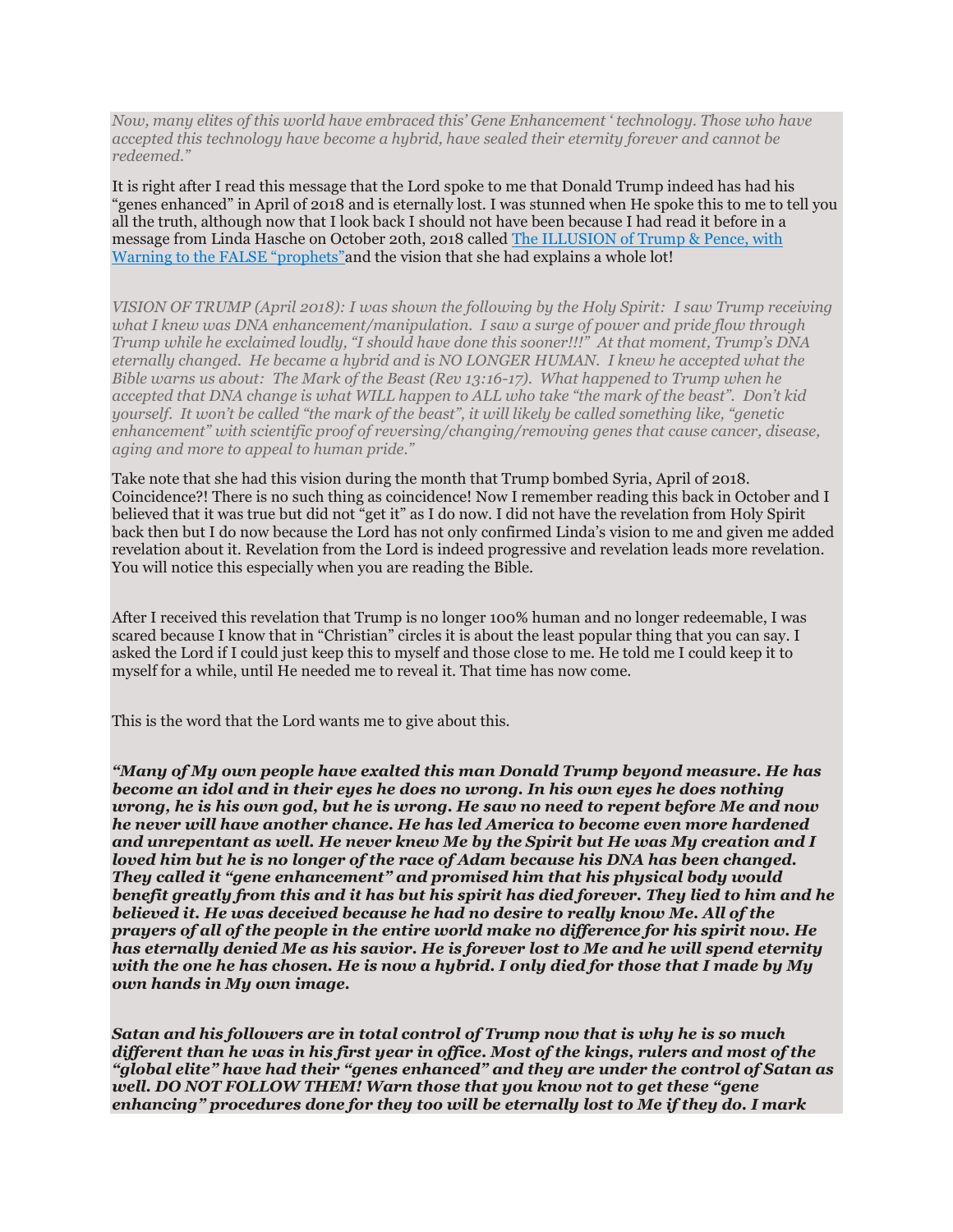*Now, many elites of this world have embraced this' Gene Enhancement ' technology. Those who have accepted this technology have become a hybrid, have sealed their eternity forever and cannot be redeemed."*

It is right after I read this message that the Lord spoke to me that Donald Trump indeed has had his "genes enhanced" in April of 2018 and is eternally lost. I was stunned when He spoke this to me to tell you all the truth, although now that I look back I should not have been because I had read it before in a message from Linda Hasche on October 20th, 2018 called [The ILLUSION of Trump & Pence, with Warning to the FALSE "prophets"]and the vision that she had explains a whole lot!

*VISION OF TRUMP (April 2018): I was shown the following by the Holy Spirit: I saw Trump receiving what I knew was DNA enhancement/manipulation. I saw a surge of power and pride flow through Trump while he exclaimed loudly, "I should have done this sooner!!!" At that moment, Trump's DNA eternally changed. He became a hybrid and is NO LONGER HUMAN. I knew he accepted what the Bible warns us about: The Mark of the Beast (Rev 13:16-17). What happened to Trump when he accepted that DNA change is what WILL happen to ALL who take "the mark of the beast". Don't kid yourself. It won't be called "the mark of the beast", it will likely be called something like, "genetic enhancement" with scientific proof of reversing/changing/removing genes that cause cancer, disease, aging and more to appeal to human pride."*

Take note that she had this vision during the month that Trump bombed Syria, April of 2018. Coincidence?! There is no such thing as coincidence! Now I remember reading this back in October and I believed that it was true but did not "get it" as I do now. I did not have the revelation from Holy Spirit back then but I do now because the Lord has not only confirmed Linda's vision to me and given me added revelation about it. Revelation from the Lord is indeed progressive and revelation leads more revelation. You will notice this especially when you are reading the Bible.

After I received this revelation that Trump is no longer 100% human and no longer redeemable, I was scared because I know that in "Christian" circles it is about the least popular thing that you can say. I asked the Lord if I could just keep this to myself and those close to me. He told me I could keep it to myself for a while, until He needed me to reveal it. That time has now come.

This is the word that the Lord wants me to give about this.

***"Many of My own people have exalted this man Donald Trump beyond measure. He has become an idol and in their eyes he does no wrong. In his own eyes he does nothing wrong, he is his own god, but he is wrong. He saw no need to repent before Me and now he never will have another chance. He has led America to become even more hardened and unrepentant as well. He never knew Me by the Spirit but He was My creation and I loved him but he is no longer of the race of Adam because his DNA has been changed. They called it "gene enhancement" and promised him that his physical body would benefit greatly from this and it has but his spirit has died forever. They lied to him and he believed it. He was deceived because he had no desire to really know Me. All of the prayers of all of the people in the entire world make no difference for his spirit now. He has eternally denied Me as his savior. He is forever lost to Me and he will spend eternity with the one he has chosen. He is now a hybrid. I only died for those that I made by My own hands in My own image.***

***Satan and his followers are in total control of Trump now that is why he is so much different than he was in his first year in office. Most of the kings, rulers and most of the "global elite" have had their "genes enhanced" and they are under the control of Satan as well. DO NOT FOLLOW THEM! Warn those that you know not to get these "gene enhancing" procedures done for they too will be eternally lost to Me if they do. I mark***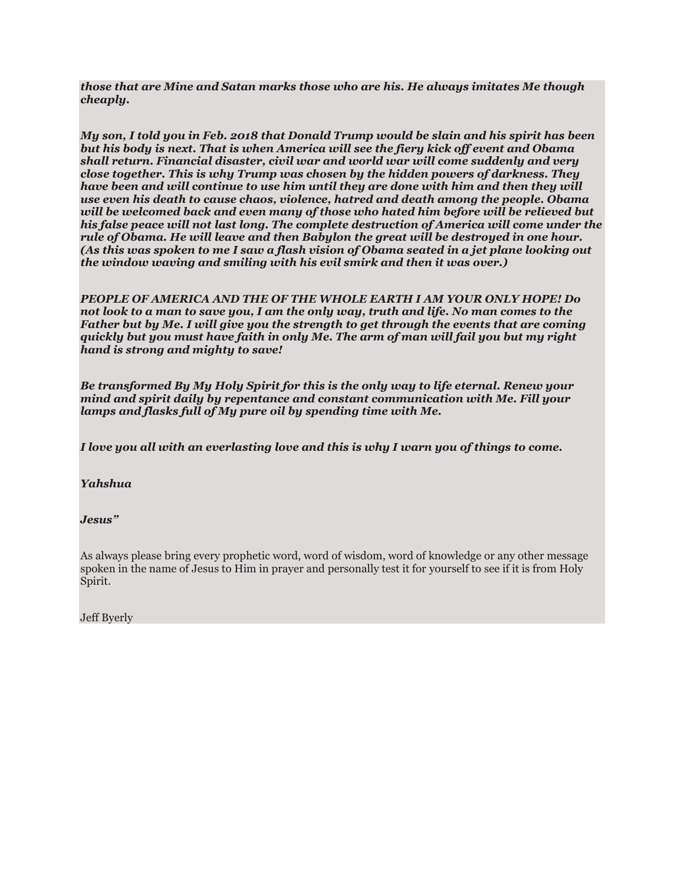***those that are Mine and Satan marks those who are his. He always imitates Me though cheaply.***

***My son, I told you in Feb. 2018 that Donald Trump would be slain and his spirit has been but his body is next. That is when America will see the fiery kick off event and Obama shall return. Financial disaster, civil war and world war will come suddenly and very close together. This is why Trump was chosen by the hidden powers of darkness. They have been and will continue to use him until they are done with him and then they will use even his death to cause chaos, violence, hatred and death among the people. Obama will be welcomed back and even many of those who hated him before will be relieved but his false peace will not last long. The complete destruction of America will come under the rule of Obama. He will leave and then Babylon the great will be destroyed in one hour. (As this was spoken to me I saw a flash vision of Obama seated in a jet plane looking out the window waving and smiling with his evil smirk and then it was over.)***

***PEOPLE OF AMERICA AND THE OF THE WHOLE EARTH I AM YOUR ONLY HOPE! Do not look to a man to save you, I am the only way, truth and life. No man comes to the Father but by Me. I will give you the strength to get through the events that are coming quickly but you must have faith in only Me. The arm of man will fail you but my right hand is strong and mighty to save!***

***Be transformed By My Holy Spirit for this is the only way to life eternal. Renew your mind and spirit daily by repentance and constant communication with Me. Fill your lamps and flasks full of My pure oil by spending time with Me.***

***I love you all with an everlasting love and this is why I warn you of things to come.***

***Yahshua***

***Jesus"***

As always please bring every prophetic word, word of wisdom, word of knowledge or any other message spoken in the name of Jesus to Him in prayer and personally test it for yourself to see if it is from Holy Spirit.

Jeff Byerly